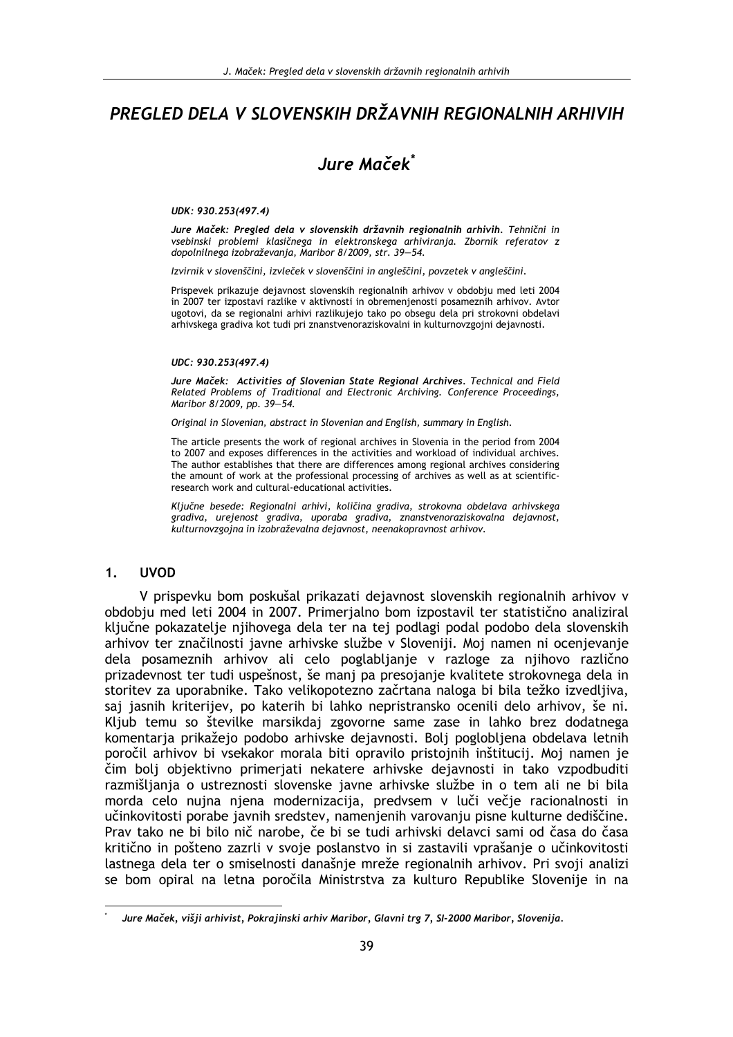# PREGLED DELA V SLOVENSKIH DRŽAVNIH REGIONALNIH ARHIVIH

## Jure Maček*

**UDK: 930.253(497.4)**

***Jure Maček: Pregled dela v slovenskih državnih regionalnih arhivih.*** *Tehnični in vsebinski problemi klasičnega in elektronskega arhiviranja. Zbornik referatov z dopolnilnega izobraževanja, Maribor 8/2009, str. 39—54.*

*Izvirnik v slovenščini, izvleček v slovenščini in angleščini, povzetek v angleščini.*

Prispevek prikazuje dejavnost slovenskih regionalnih arhivov v obdobju med leti 2004 in 2007 ter izpostavi razlike v aktivnosti in obremenjenosti posameznih arhivov. Avtor ugotovi, da se regionalni arhivi razlikujejo tako po obsegu dela pri strokovni obdelavi arhivskega gradiva kot tudi pri znanstvenoraziskovalni in kulturnovzgojni dejavnosti.

**UDC: 930.253(497.4)**

***Jure Maček: Activities of Slovenian State Regional Archives.*** *Technical and Field Related Problems of Traditional and Electronic Archiving. Conference Proceedings, Maribor 8/2009, pp. 39—54.*

*Original in Slovenian, abstract in Slovenian and English, summary in English.*

The article presents the work of regional archives in Slovenia in the period from 2004 to 2007 and exposes differences in the activities and workload of individual archives. The author establishes that there are differences among regional archives considering the amount of work at the professional processing of archives as well as at scientific-research work and cultural-educational activities.

*Ključne besede: Regionalni arhivi, količina gradiva, strokovna obdelava arhivskega gradiva, urejenost gradiva, uporaba gradiva, znanstvenoraziskovalna dejavnost, kulturnovzgojna in izobraževalna dejavnost, neenakopravnost arhivov.*

## 1. UVOD

V prispevku bom poskušal prikazati dejavnost slovenskih regionalnih arhivov v obdobju med leti 2004 in 2007. Primerjalno bom izpostavil ter statistično analiziral ključne pokazatelje njihovega dela ter na tej podlagi podal podobo dela slovenskih arhivov ter značilnosti javne arhivske službe v Sloveniji. Moj namen ni ocenjevanje dela posameznih arhivov ali celo poglabljanje v razloge za njihovo različno prizadevnost ter tudi uspešnost, še manj pa presojanje kvalitete strokovnega dela in storitev za uporabnike. Tako velikopotezno začrtana naloga bi bila težko izvedljiva, saj jasnih kriterijev, po katerih bi lahko nepristransko ocenili delo arhivov, še ni. Kljub temu so številke marsikdaj zgovorne same zase in lahko brez dodatnega komentarja prikažejo podobo arhivske dejavnosti. Bolj poglobljena obdelava letnih poročil arhivov bi vsekakor morala biti opravilo pristojnih inštitucij. Moj namen je čim bolj objektivno primerjati nekatere arhivske dejavnosti in tako vzpodbuditi razmišljanja o ustreznosti slovenske javne arhivske službe in o tem ali ne bi bila morda celo nujna njena modernizacija, predvsem v luči večje racionalnosti in učinkovitosti porabe javnih sredstev, namenjenih varovanju pisne kulturne dediščine. Prav tako ne bi bilo nič narobe, če bi se tudi arhivski delavci sami od časa do časa kritično in pošteno zazrli v svoje poslanstvo in si zastavili vprašanje o učinkovitosti lastnega dela ter o smiselnosti današnje mreže regionalnih arhivov. Pri svoji analizi se bom opiral na letna poročila Ministrstva za kulturo Republike Slovenije in na

---

\* *Jure Maček, višji arhivist, Pokrajinski arhiv Maribor, Glavni trg 7, SI-2000 Maribor, Slovenija.*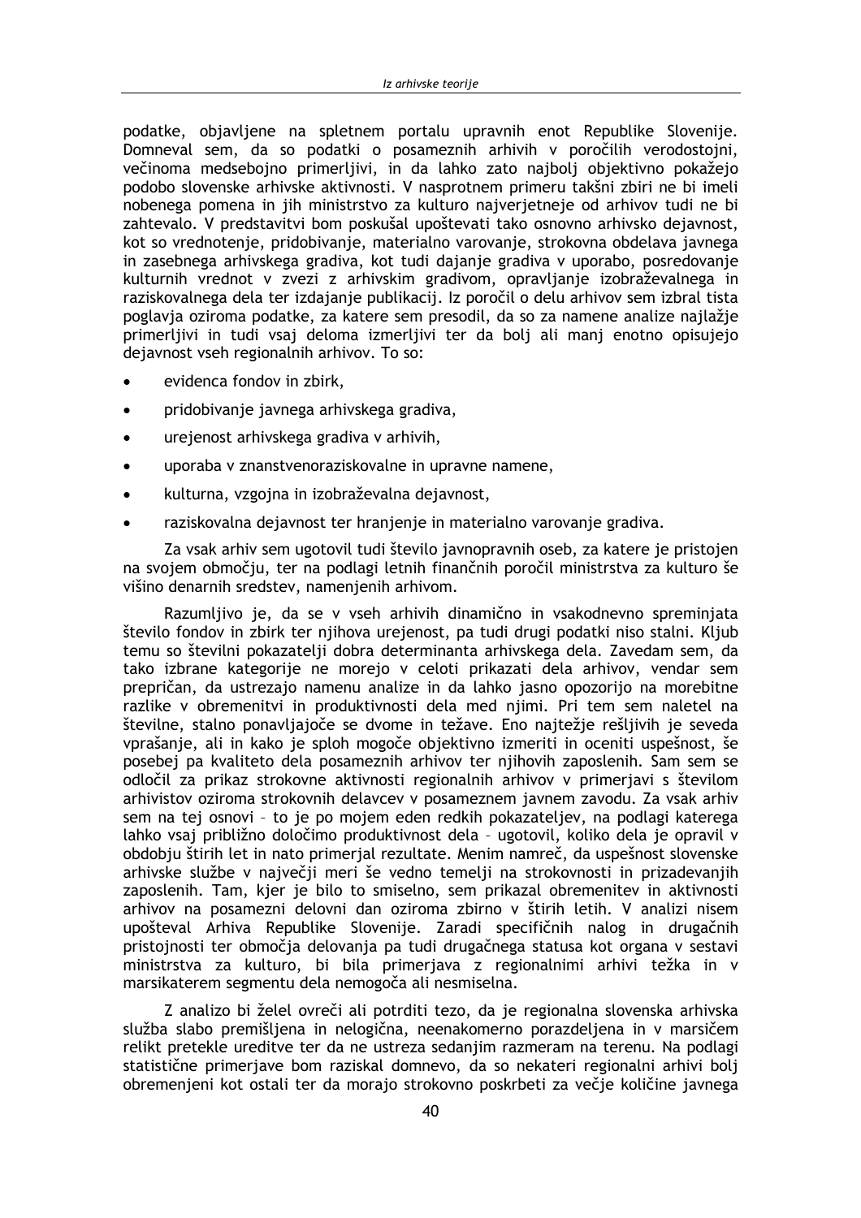podatke, objavljene na spletnem portalu upravnih enot Republike Slovenije. Domneval sem, da so podatki o posameznih arhivih v poročilih verodostojni, večinoma medsebojno primerljivi, in da lahko zato najbolj objektivno pokažejo podobo slovenske arhivske aktivnosti. V nasprotnem primeru takšni zbiri ne bi imeli nobenega pomena in jih ministrstvo za kulturo najverjetneje od arhivov tudi ne bi zahtevalo. V predstavitvi bom poskušal upoštevati tako osnovno arhivsko dejavnost, kot so vrednotenje, pridobivanje, materialno varovanje, strokovna obdelava javnega in zasebnega arhivskega gradiva, kot tudi dajanje gradiva v uporabo, posredovanje kulturnih vrednot v zvezi z arhivskim gradivom, opravljanje izobraževalnega in raziskovalnega dela ter izdajanje publikacij. Iz poročil o delu arhivov sem izbral tista poglavja oziroma podatke, za katere sem presodil, da so za namene analize najlažje primerljivi in tudi vsaj deloma izmerljivi ter da bolj ali manj enotno opisujejo dejavnost vseh regionalnih arhivov. To so:

- evidenca fondov in zbirk,
- pridobivanje javnega arhivskega gradiva,
- urejenost arhivskega gradiva v arhivih,
- uporaba v znanstvenoraziskovalne in upravne namene,
- kulturna, vzgojna in izobraževalna dejavnost,
- raziskovalna dejavnost ter hranjenje in materialno varovanje gradiva.

Za vsak arhiv sem ugotovil tudi število javnopravnih oseb, za katere je pristojen na svojem območju, ter na podlagi letnih finančnih poročil ministrstva za kulturo še višino denarnih sredstev, namenjenih arhivom.

Razumljivo je, da se v vseh arhivih dinamično in vsakodnevno spreminjata število fondov in zbirk ter njihova urejenost, pa tudi drugi podatki niso stalni. Kljub temu so številni pokazatelji dobra determinanta arhivskega dela. Zavedam sem, da tako izbrane kategorije ne morejo v celoti prikazati dela arhivov, vendar sem prepričan, da ustrezajo namenu analize in da lahko jasno opozorijo na morebitne razlike v obremenitvi in produktivnosti dela med njimi. Pri tem sem naletel na številne, stalno ponavljajoče se dvome in težave. Eno najtežje rešljivih je seveda vprašanje, ali in kako je sploh mogoče objektivno izmeriti in oceniti uspešnost, še posebej pa kvaliteto dela posameznih arhivov ter njihovih zaposlenih. Sam sem se odločil za prikaz strokovne aktivnosti regionalnih arhivov v primerjavi s številom arhivistov oziroma strokovnih delavcev v posameznem javnem zavodu. Za vsak arhiv sem na tej osnovi – to je po mojem eden redkih pokazateljev, na podlagi katerega lahko vsaj približno določimo produktivnost dela – ugotovil, koliko dela je opravil v obdobju štirih let in nato primerjal rezultate. Menim namreč, da uspešnost slovenske arhivske službe v največji meri še vedno temelji na strokovnosti in prizadevanjih zaposlenih. Tam, kjer je bilo to smiselno, sem prikazal obremenitev in aktivnosti arhivov na posamezni delovni dan oziroma zbirno v štirih letih. V analizi nisem upošteval Arhiva Republike Slovenije. Zaradi specifičnih nalog in drugačnih pristojnosti ter območja delovanja pa tudi drugačnega statusa kot organa v sestavi ministrstva za kulturo, bi bila primerjava z regionalnimi arhivi težka in v marsikaterem segmentu dela nemogoča ali nesmiselna.

Z analizo bi želel ovreči ali potrditi tezo, da je regionalna slovenska arhivska služba slabo premišljena in nelogična, neenakomerno porazdeljena in v marsičem relikt pretekle ureditve ter da ne ustreza sedanjim razmeram na terenu. Na podlagi statistične primerjave bom raziskal domnevo, da so nekateri regionalni arhivi bolj obremenjeni kot ostali ter da morajo strokovno poskrbeti za večje količine javnega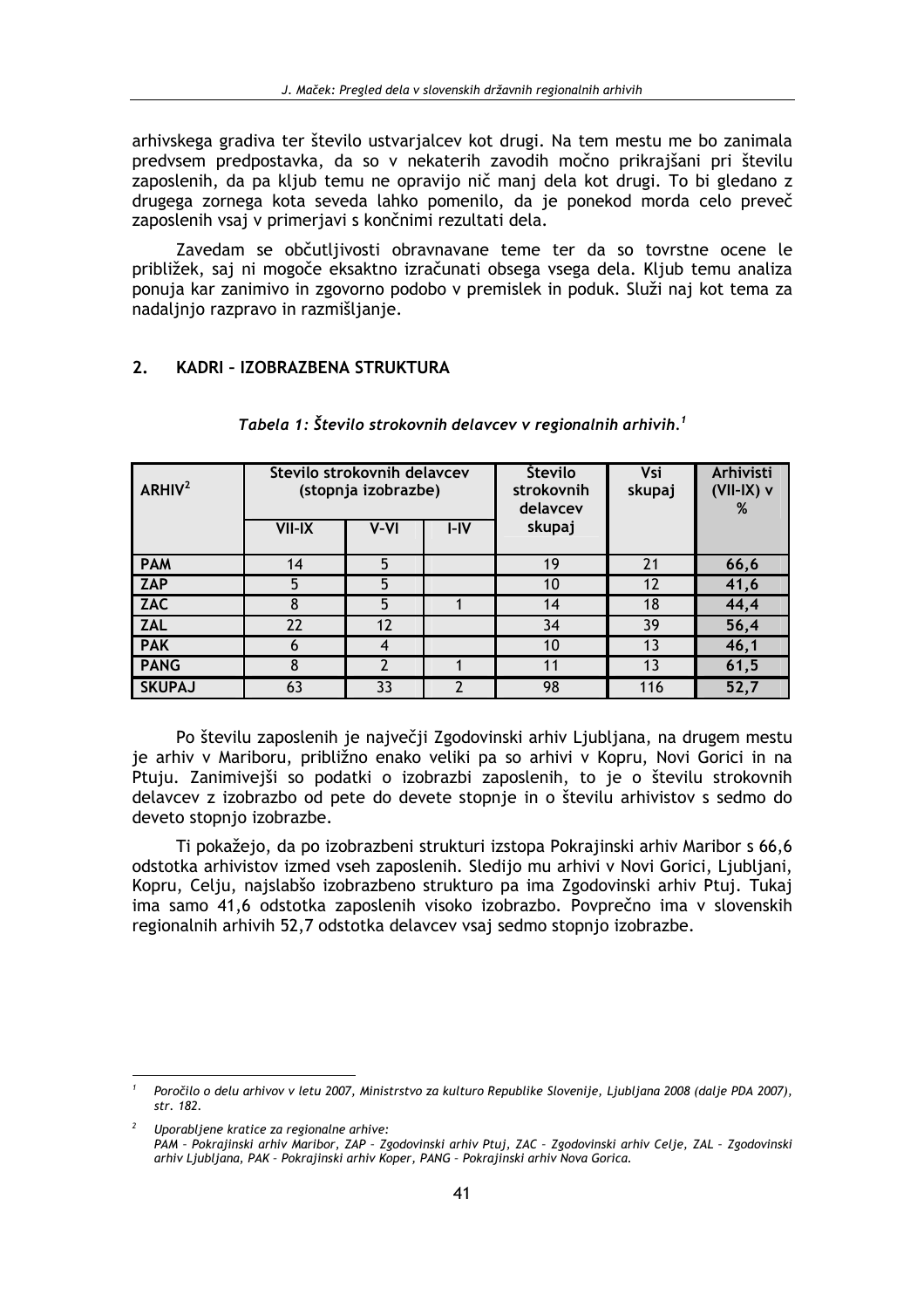arhivskega gradiva ter število ustvarjalcev kot drugi. Na tem mestu me bo zanimala predvsem predpostavka, da so v nekaterih zavodih močno prikrajšani pri številu zaposlenih, da pa kljub temu ne opravijo nič manj dela kot drugi. To bi gledano z drugega zornega kota seveda lahko pomenilo, da je ponekod morda celo preveč zaposlenih vsaj v primerjavi s končnimi rezultati dela.

Zavedam se občutljivosti obravnavane teme ter da so tovrstne ocene le približek, saj ni mogoče eksaktno izračunati obsega vsega dela. Kljub temu analiza ponuja kar zanimivo in zgovorno podobo v premislek in poduk. Služi naj kot tema za nadaljnjo razpravo in razmišljanje.

## 2. KADRI – IZOBRAZBENA STRUKTURA

*Tabela 1: Število strokovnih delavcev v regionalnih arhivih.*[1]

| ARHIV[2] | Število strokovnih delavcev (stopnja izobrazbe) | | | Število strokovnih delavcev skupaj | Vsi skupaj | Arhivisti (VII-IX) v % |
|---|---|---|---|---|---|---|
| | VII-IX | V-VI | I-IV | | | |
| **PAM** | 14 | 5 | | 19 | 21 | **66,6** |
| **ZAP** | 5 | 5 | | 10 | 12 | **41,6** |
| **ZAC** | 8 | 5 | 1 | 14 | 18 | **44,4** |
| **ZAL** | 22 | 12 | | 34 | 39 | **56,4** |
| **PAK** | 6 | 4 | | 10 | 13 | **46,1** |
| **PANG** | 8 | 2 | 1 | 11 | 13 | **61,5** |
| **SKUPAJ** | 63 | 33 | 2 | 98 | 116 | **52,7** |

Po številu zaposlenih je največji Zgodovinski arhiv Ljubljana, na drugem mestu je arhiv v Mariboru, približno enako veliki pa so arhivi v Kopru, Novi Gorici in na Ptuju. Zanimivejši so podatki o izobrazbi zaposlenih, to je o številu strokovnih delavcev z izobrazbo od pete do devete stopnje in o številu arhivistov s sedmo do deveto stopnjo izobrazbe.

Ti pokažejo, da po izobrazbeni strukturi izstopa Pokrajinski arhiv Maribor s 66,6 odstotka arhivistov izmed vseh zaposlenih. Sledijo mu arhivi v Novi Gorici, Ljubljani, Kopru, Celju, najslabšo izobrazbeno strukturo pa ima Zgodovinski arhiv Ptuj. Tukaj ima samo 41,6 odstotka zaposlenih visoko izobrazbo. Povprečno ima v slovenskih regionalnih arhivih 52,7 odstotka delavcev vsaj sedmo stopnjo izobrazbe.

---

[1] *Poročilo o delu arhivov v letu 2007, Ministrstvo za kulturo Republike Slovenije, Ljubljana 2008 (dalje PDA 2007), str. 182.*

[2] *Uporabljene kratice za regionalne arhive:*
*PAM – Pokrajinski arhiv Maribor, ZAP – Zgodovinski arhiv Ptuj, ZAC – Zgodovinski arhiv Celje, ZAL – Zgodovinski arhiv Ljubljana, PAK – Pokrajinski arhiv Koper, PANG – Pokrajinski arhiv Nova Gorica.*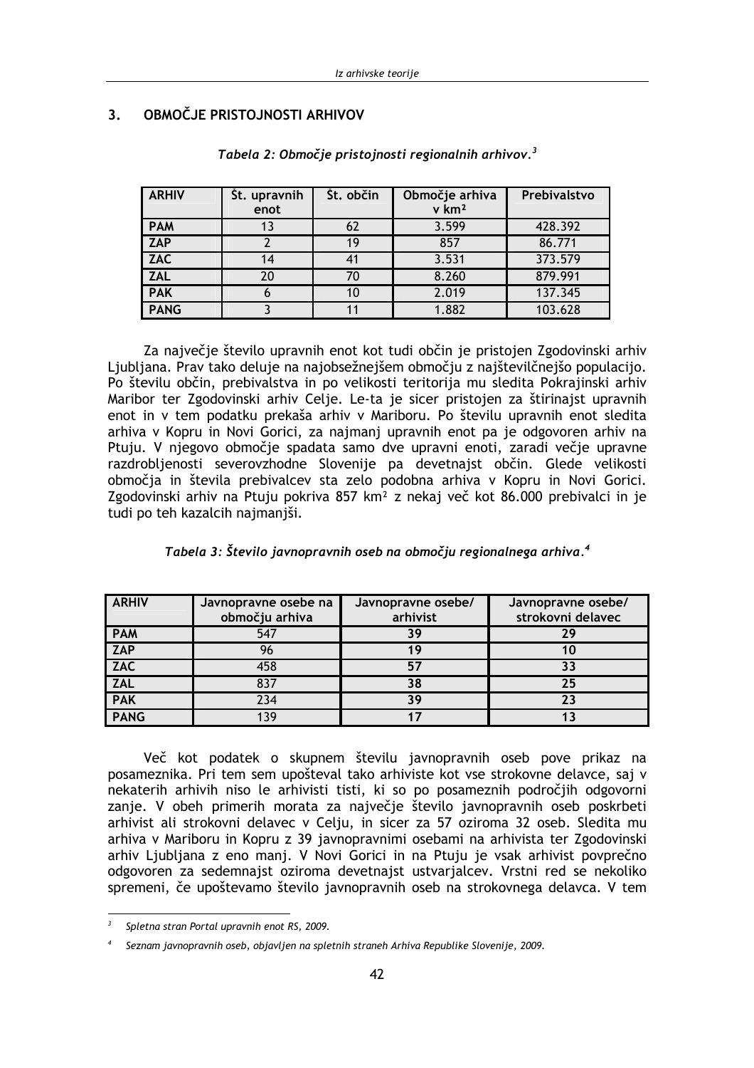## 3. OBMOČJE PRISTOJNOSTI ARHIVOV

*Tabela 2: Območje pristojnosti regionalnih arhivov.*[3]

| ARHIV | Št. upravnih enot | Št. občin | Območje arhiva v km² | Prebivalstvo |
|---|---|---|---|---|
| PAM | 13 | 62 | 3.599 | 428.392 |
| ZAP | 2 | 19 | 857 | 86.771 |
| ZAC | 14 | 41 | 3.531 | 373.579 |
| ZAL | 20 | 70 | 8.260 | 879.991 |
| PAK | 6 | 10 | 2.019 | 137.345 |
| PANG | 3 | 11 | 1.882 | 103.628 |

Za največje število upravnih enot kot tudi občin je pristojen Zgodovinski arhiv Ljubljana. Prav tako deluje na najobsežnejšem območju z najštevilčnejšo populacijo. Po številu občin, prebivalstva in po velikosti teritorija mu sledita Pokrajinski arhiv Maribor ter Zgodovinski arhiv Celje. Le-ta je sicer pristojen za štirinajst upravnih enot in v tem podatku prekaša arhiv v Mariboru. Po številu upravnih enot sledita arhiva v Kopru in Novi Gorici, za najmanj upravnih enot pa je odgovoren arhiv na Ptuju. V njegovo območje spadata samo dve upravni enoti, zaradi večje upravne razdrobljenosti severovzhodne Slovenije pa devetnajst občin. Glede velikosti območja in števila prebivalcev sta zelo podobna arhiva v Kopru in Novi Gorici. Zgodovinski arhiv na Ptuju pokriva 857 km² z nekaj več kot 86.000 prebivalci in je tudi po teh kazalcih najmanjši.

*Tabela 3: Število javnopravnih oseb na območju regionalnega arhiva.*[4]

| ARHIV | Javnopravne osebe na območju arhiva | Javnopravne osebe/ arhivist | Javnopravne osebe/ strokovni delavec |
|---|---|---|---|
| PAM | 547 | 39 | 29 |
| ZAP | 96 | 19 | 10 |
| ZAC | 458 | 57 | 33 |
| ZAL | 837 | 38 | 25 |
| PAK | 234 | 39 | 23 |
| PANG | 139 | 17 | 13 |

Več kot podatek o skupnem številu javnopravnih oseb pove prikaz na posameznika. Pri tem sem upošteval tako arhiviste kot vse strokovne delavce, saj v nekaterih arhivih niso le arhivisti tisti, ki so po posameznih področjih odgovorni zanje. V obeh primerih morata za največje število javnopravnih oseb poskrbeti arhivist ali strokovni delavec v Celju, in sicer za 57 oziroma 32 oseb. Sledita mu arhiva v Mariboru in Kopru z 39 javnopravnimi osebami na arhivista ter Zgodovinski arhiv Ljubljana z eno manj. V Novi Gorici in na Ptuju je vsak arhivist povprečno odgovoren za sedemnajst oziroma devetnajst ustvarjalcev. Vrstni red se nekoliko spremeni, če upoštevamo število javnopravnih oseb na strokovnega delavca. V tem

[3] *Spletna stran Portal upravnih enot RS, 2009.*

[4] *Seznam javnopravnih oseb, objavljen na spletnih straneh Arhiva Republike Slovenije, 2009.*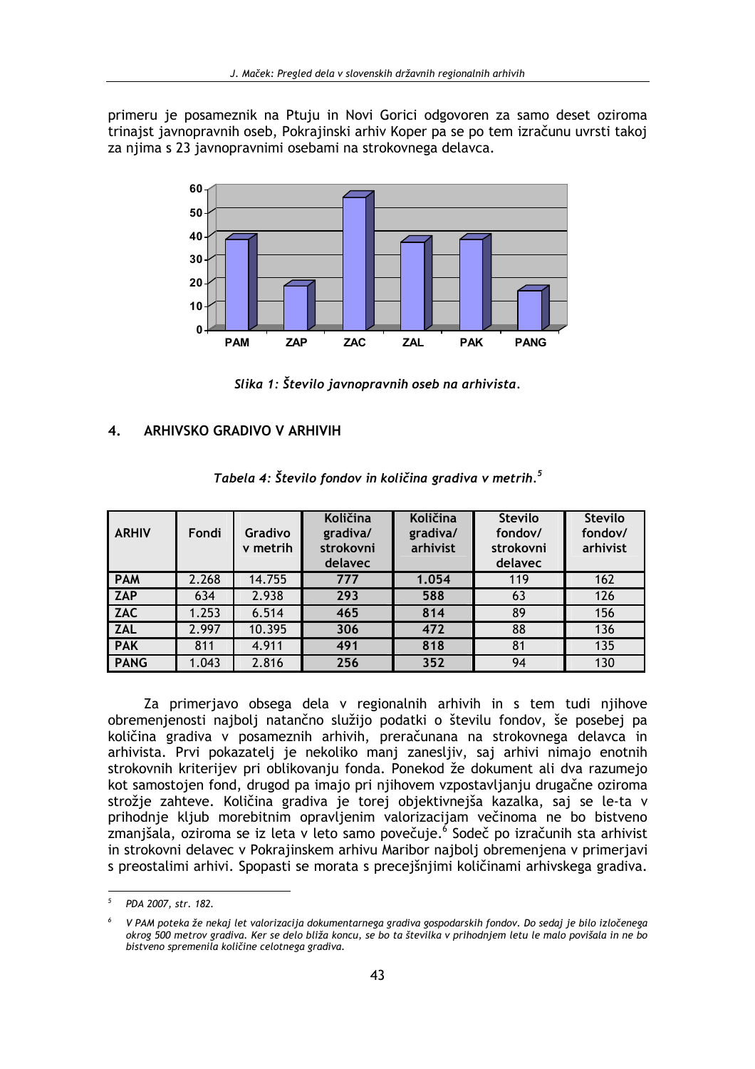primeru je posameznik na Ptuju in Novi Gorici odgovoren za samo deset oziroma trinajst javnopravnih oseb, Pokrajinski arhiv Koper pa se po tem izračunu uvrsti takoj za njima s 23 javnopravnimi osebami na strokovnega delavca.

*Slika 1: Število javnopravnih oseb na arhivista.*

## 4. ARHIVSKO GRADIVO V ARHIVIH

*Tabela 4: Število fondov in količina gradiva v metrih.*[5]

| ARHIV | Fondi | Gradivo v metrih | Količina gradiva/ strokovni delavec | Količina gradiva/ arhivist | Stevilo fondov/ strokovni delavec | Stevilo fondov/ arhivist |
|---|---|---|---|---|---|---|
| **PAM** | 2.268 | 14.755 | **777** | **1.054** | 119 | 162 |
| **ZAP** | 634 | 2.938 | **293** | **588** | 63 | 126 |
| **ZAC** | 1.253 | 6.514 | **465** | **814** | 89 | 156 |
| **ZAL** | 2.997 | 10.395 | **306** | **472** | 88 | 136 |
| **PAK** | 811 | 4.911 | **491** | **818** | 81 | 135 |
| **PANG** | 1.043 | 2.816 | **256** | **352** | 94 | 130 |

Za primerjavo obsega dela v regionalnih arhivih in s tem tudi njihove obremenjenosti najbolj natančno služijo podatki o številu fondov, še posebej pa količina gradiva v posameznih arhivih, preračunana na strokovnega delavca in arhivista. Prvi pokazatelj je nekoliko manj zanesljiv, saj arhivi nimajo enotnih strokovnih kriterijev pri oblikovanju fonda. Ponekod že dokument ali dva razumejo kot samostojen fond, drugod pa imajo pri njihovem vzpostavljanju drugačne oziroma strožje zahteve. Količina gradiva je torej objektivnejša kazalka, saj se le-ta v prihodnje kljub morebitnim opravljenim valorizacijam večinoma ne bo bistveno zmanjšala, oziroma se iz leta v leto samo povečuje.[6] Sodeč po izračunih sta arhivist in strokovni delavec v Pokrajinskem arhivu Maribor najbolj obremenjena v primerjavi s preostalimi arhivi. Spopasti se morata s precejšnjimi količinami arhivskega gradiva.

---

[5] *PDA 2007, str. 182.*

[6] *V PAM poteka že nekaj let valorizacija dokumentarnega gradiva gospodarskih fondov. Do sedaj je bilo izločenega okrog 500 metrov gradiva. Ker se delo bliža koncu, se bo ta številka v prihodnjem letu le malo povišala in ne bo bistveno spremenila količine celotnega gradiva.*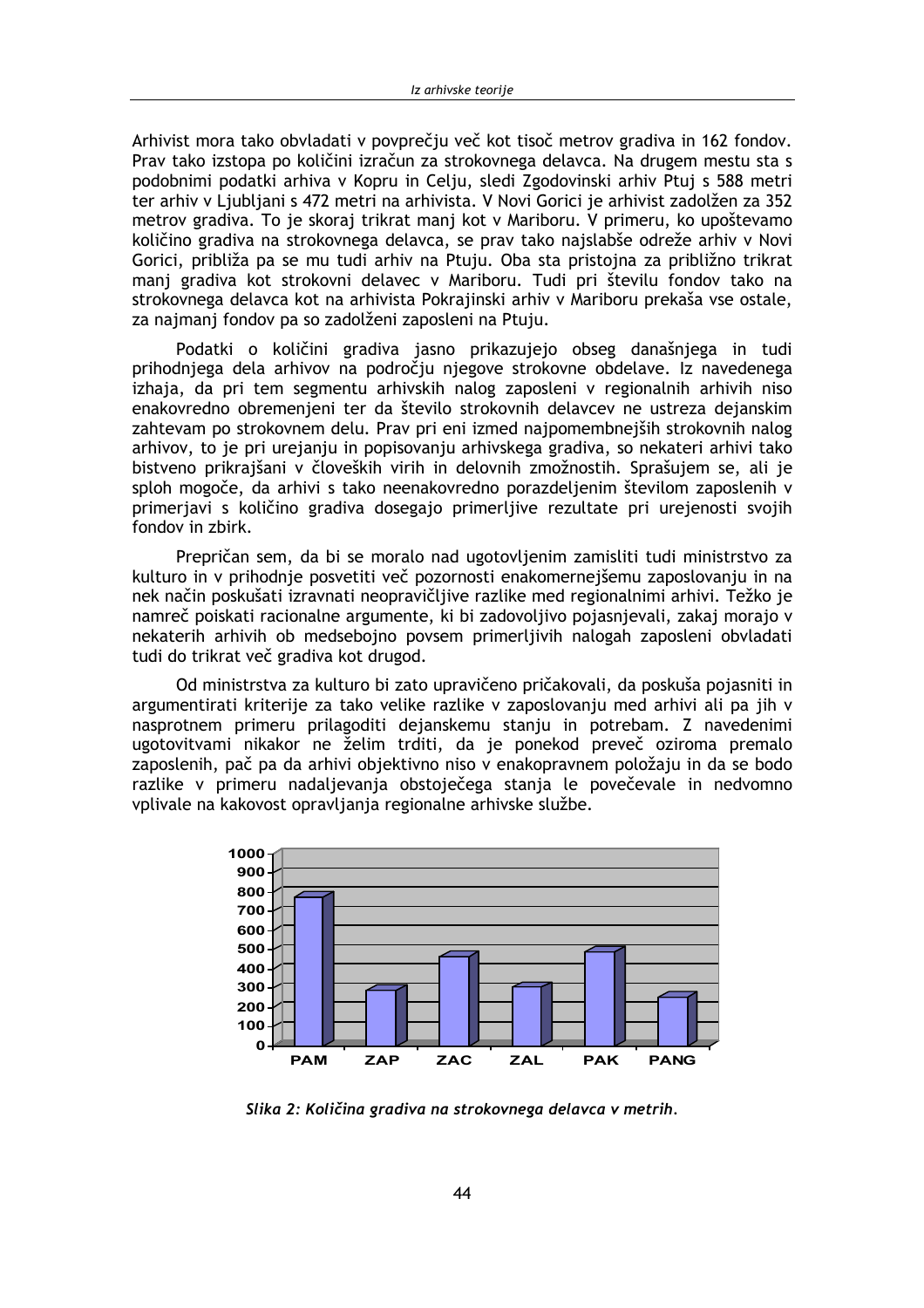Arhivist mora tako obvladati v povprečju več kot tisoč metrov gradiva in 162 fondov. Prav tako izstopa po količini izračun za strokovnega delavca. Na drugem mestu sta s podobnimi podatki arhiva v Kopru in Celju, sledi Zgodovinski arhiv Ptuj s 588 metri ter arhiv v Ljubljani s 472 metri na arhivista. V Novi Gorici je arhivist zadolžen za 352 metrov gradiva. To je skoraj trikrat manj kot v Mariboru. V primeru, ko upoštevamo količino gradiva na strokovnega delavca, se prav tako najslabše odreže arhiv v Novi Gorici, približa pa se mu tudi arhiv na Ptuju. Oba sta pristojna za približno trikrat manj gradiva kot strokovni delavec v Mariboru. Tudi pri številu fondov tako na strokovnega delavca kot na arhivista Pokrajinski arhiv v Mariboru prekaša vse ostale, za najmanj fondov pa so zadolženi zaposleni na Ptuju.

Podatki o količini gradiva jasno prikazujejo obseg današnjega in tudi prihodnjega dela arhivov na področju njegove strokovne obdelave. Iz navedenega izhaja, da pri tem segmentu arhivskih nalog zaposleni v regionalnih arhivih niso enakovredno obremenjeni ter da število strokovnih delavcev ne ustreza dejanskim zahtevam po strokovnem delu. Prav pri eni izmed najpomembnejših strokovnih nalog arhivov, to je pri urejanju in popisovanju arhivskega gradiva, so nekateri arhivi tako bistveno prikrajšani v človeških virih in delovnih zmožnostih. Sprašujem se, ali je sploh mogoče, da arhivi s tako neenakovredno porazdeljenim številom zaposlenih v primerjavi s količino gradiva dosegajo primerljive rezultate pri urejenosti svojih fondov in zbirk.

Prepričan sem, da bi se moralo nad ugotovljenim zamisliti tudi ministrstvo za kulturo in v prihodnje posvetiti več pozornosti enakomernejšemu zaposlovanju in na nek način poskušati izravnati neopravičljive razlike med regionalnimi arhivi. Težko je namreč poiskati racionalne argumente, ki bi zadovoljivo pojasnjevali, zakaj morajo v nekaterih arhivih ob medsebojno povsem primerljivih nalogah zaposleni obvladati tudi do trikrat več gradiva kot drugod.

Od ministrstva za kulturo bi zato upravičeno pričakovali, da poskuša pojasniti in argumentirati kriterije za tako velike razlike v zaposlovanju med arhivi ali pa jih v nasprotnem primeru prilagoditi dejanskemu stanju in potrebam. Z navedenimi ugotovitvami nikakor ne želim trditi, da je ponekod preveč oziroma premalo zaposlenih, pač pa da arhivi objektivno niso v enakopravnem položaju in da se bodo razlike v primeru nadaljevanja obstoječega stanja le povečevale in nedvomno vplivale na kakovost opravljanja regionalne arhivske službe.

*Slika 2: Količina gradiva na strokovnega delavca v metrih.*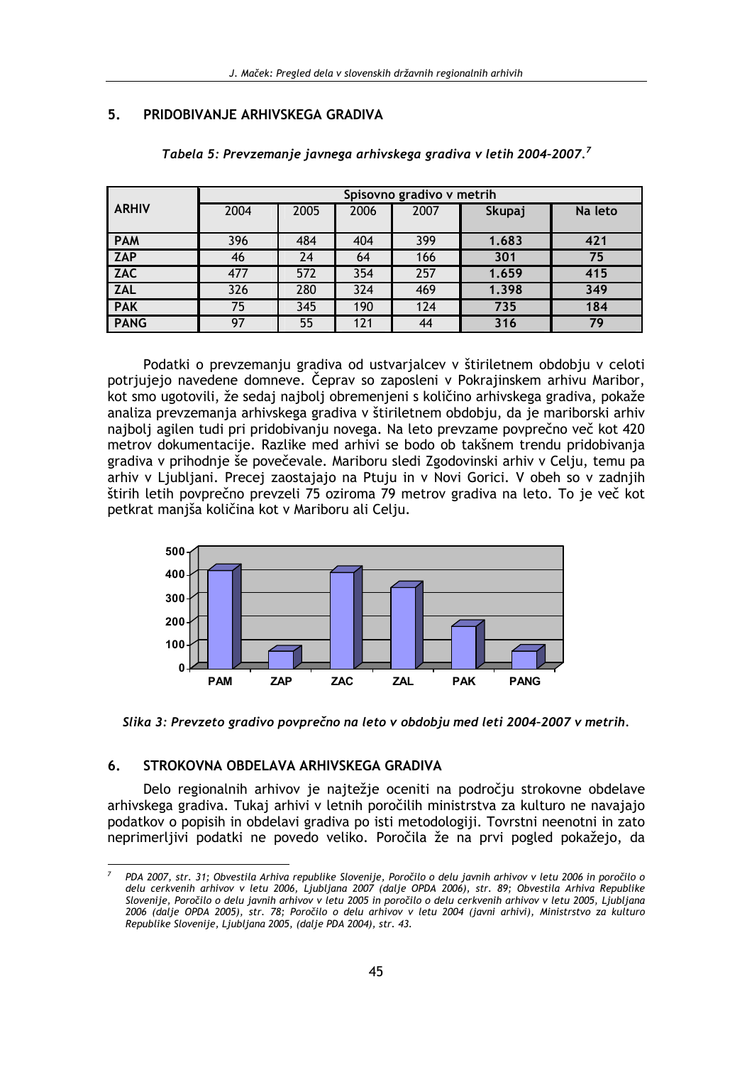## 5. PRIDOBIVANJE ARHIVSKEGA GRADIVA

*Tabela 5: Prevzemanje javnega arhivskega gradiva v letih 2004–2007.*[7]

| ARHIV | Spisovno gradivo v metrih | | | | | |
|---|---|---|---|---|---|---|
| | 2004 | 2005 | 2006 | 2007 | **Skupaj** | **Na leto** |
| **PAM** | 396 | 484 | 404 | 399 | **1.683** | **421** |
| **ZAP** | 46 | 24 | 64 | 166 | **301** | **75** |
| **ZAC** | 477 | 572 | 354 | 257 | **1.659** | **415** |
| **ZAL** | 326 | 280 | 324 | 469 | **1.398** | **349** |
| **PAK** | 75 | 345 | 190 | 124 | **735** | **184** |
| **PANG** | 97 | 55 | 121 | 44 | **316** | **79** |

Podatki o prevzemanju gradiva od ustvarjalcev v štiriletnem obdobju v celoti potrjujejo navedene domneve. Čeprav so zaposleni v Pokrajinskem arhivu Maribor, kot smo ugotovili, že sedaj najbolj obremenjeni s količino arhivskega gradiva, pokaže analiza prevzemanja arhivskega gradiva v štiriletnem obdobju, da je mariborski arhiv najbolj agilen tudi pri pridobivanju novega. Na leto prevzame povprečno več kot 420 metrov dokumentacije. Razlike med arhivi se bodo ob takšnem trendu pridobivanja gradiva v prihodnje še povečevale. Mariboru sledi Zgodovinski arhiv v Celju, temu pa arhiv v Ljubljani. Precej zaostajajo na Ptuju in v Novi Gorici. V obeh so v zadnjih štirih letih povprečno prevzeli 75 oziroma 79 metrov gradiva na leto. To je več kot petkrat manjša količina kot v Mariboru ali Celju.

*Slika 3: Prevzeto gradivo povprečno na leto v obdobju med leti 2004–2007 v metrih.*

## 6. STROKOVNA OBDELAVA ARHIVSKEGA GRADIVA

Delo regionalnih arhivov je najtežje oceniti na področju strokovne obdelave arhivskega gradiva. Tukaj arhivi v letnih poročilih ministrstva za kulturo ne navajajo podatkov o popisih in obdelavi gradiva po isti metodologiji. Tovrstni neenotni in zato neprimerljivi podatki ne povedo veliko. Poročila že na prvi pogled pokažejo, da

---

[7] *PDA 2007, str. 31; Obvestila Arhiva republike Slovenije, Poročilo o delu javnih arhivov v letu 2006 in poročilo o delu cerkvenih arhivov v letu 2006, Ljubljana 2007 (dalje OPDA 2006), str. 89; Obvestila Arhiva Republike Slovenije, Poročilo o delu javnih arhivov v letu 2005 in poročilo o delu cerkvenih arhivov v letu 2005, Ljubljana 2006 (dalje OPDA 2005), str. 78; Poročilo o delu arhivov v letu 2004 (javni arhivi), Ministrstvo za kulturo Republike Slovenije, Ljubljana 2005, (dalje PDA 2004), str. 43.*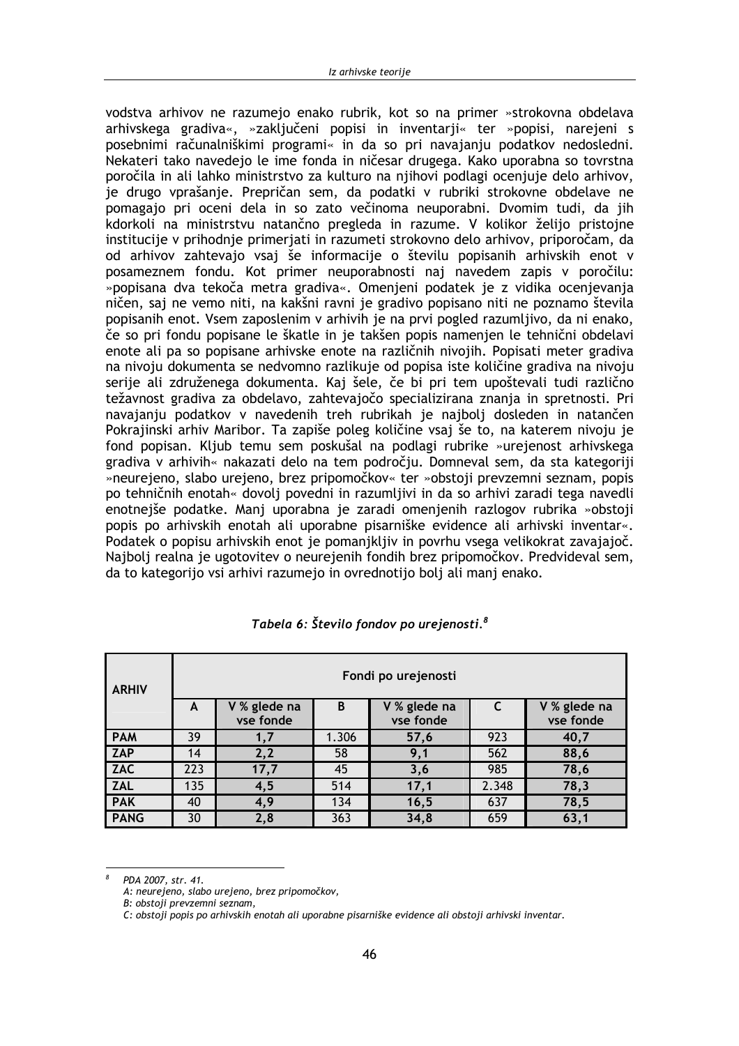vodstva arhivov ne razumejo enako rubrik, kot so na primer »strokovna obdelava arhivskega gradiva«, »zaključeni popisi in inventarji« ter »popisi, narejeni s posebnimi računalniškimi programi« in da so pri navajanju podatkov nedosledni. Nekateri tako navedejo le ime fonda in ničesar drugega. Kako uporabna so tovrstna poročila in ali lahko ministrstvo za kulturo na njihovi podlagi ocenjuje delo arhivov, je drugo vprašanje. Prepričan sem, da podatki v rubriki strokovne obdelave ne pomagajo pri oceni dela in so zato večinoma neuporabni. Dvomim tudi, da jih kdorkoli na ministrstvu natančno pregleda in razume. V kolikor želijo pristojne institucije v prihodnje primerjati in razumeti strokovno delo arhivov, priporočam, da od arhivov zahtevajo vsaj še informacije o številu popisanih arhivskih enot v posameznem fondu. Kot primer neuporabnosti naj navedem zapis v poročilu: »popisana dva tekoča metra gradiva«. Omenjeni podatek je z vidika ocenjevanja ničen, saj ne vemo niti, na kakšni ravni je gradivo popisano niti ne poznamo števila popisanih enot. Vsem zaposlenim v arhivih je na prvi pogled razumljivo, da ni enako, če so pri fondu popisane le škatle in je takšen popis namenjen le tehnični obdelavi enote ali pa so popisane arhivske enote na različnih nivojih. Popisati meter gradiva na nivoju dokumenta se nedvomno razlikuje od popisa iste količine gradiva na nivoju serije ali združenega dokumenta. Kaj šele, če bi pri tem upoštevali tudi različno težavnost gradiva za obdelavo, zahtevajočo specializirana znanja in spretnosti. Pri navajanju podatkov v navedenih treh rubrikah je najbolj dosleden in natančen Pokrajinski arhiv Maribor. Ta zapiše poleg količine vsaj še to, na katerem nivoju je fond popisan. Kljub temu sem poskušal na podlagi rubrike »urejenost arhivskega gradiva v arhivih« nakazati delo na tem področju. Domneval sem, da sta kategoriji »neurejeno, slabo urejeno, brez pripomočkov« ter »obstoji prevzemni seznam, popis po tehničnih enotah« dovolj povedni in razumljivi in da so arhivi zaradi tega navedli enotnejše podatke. Manj uporabna je zaradi omenjenih razlogov rubrika »obstoji popis po arhivskih enotah ali uporabne pisarniške evidence ali arhivski inventar«. Podatek o popisu arhivskih enot je pomanjkljiv in povrhu vsega velikokrat zavajajoč. Najbolj realna je ugotovitev o neurejenih fondih brez pripomočkov. Predvideval sem, da to kategorijo vsi arhivi razumejo in ovrednotijo bolj ali manj enako.

*Tabela 6: Število fondov po urejenosti.*[8]

| ARHIV | Fondi po urejenosti | | | | | |
|---|---|---|---|---|---|---|
| | A | V % glede na vse fonde | B | V % glede na vse fonde | C | V % glede na vse fonde |
| PAM | 39 | 1,7 | 1.306 | 57,6 | 923 | 40,7 |
| ZAP | 14 | 2,2 | 58 | 9,1 | 562 | 88,6 |
| ZAC | 223 | 17,7 | 45 | 3,6 | 985 | 78,6 |
| ZAL | 135 | 4,5 | 514 | 17,1 | 2.348 | 78,3 |
| PAK | 40 | 4,9 | 134 | 16,5 | 637 | 78,5 |
| PANG | 30 | 2,8 | 363 | 34,8 | 659 | 63,1 |

[8] *PDA 2007, str. 41.*
*A: neurejeno, slabo urejeno, brez pripomočkov,*
*B: obstoji prevzemni seznam,*
*C: obstoji popis po arhivskih enotah ali uporabne pisarniške evidence ali obstoji arhivski inventar.*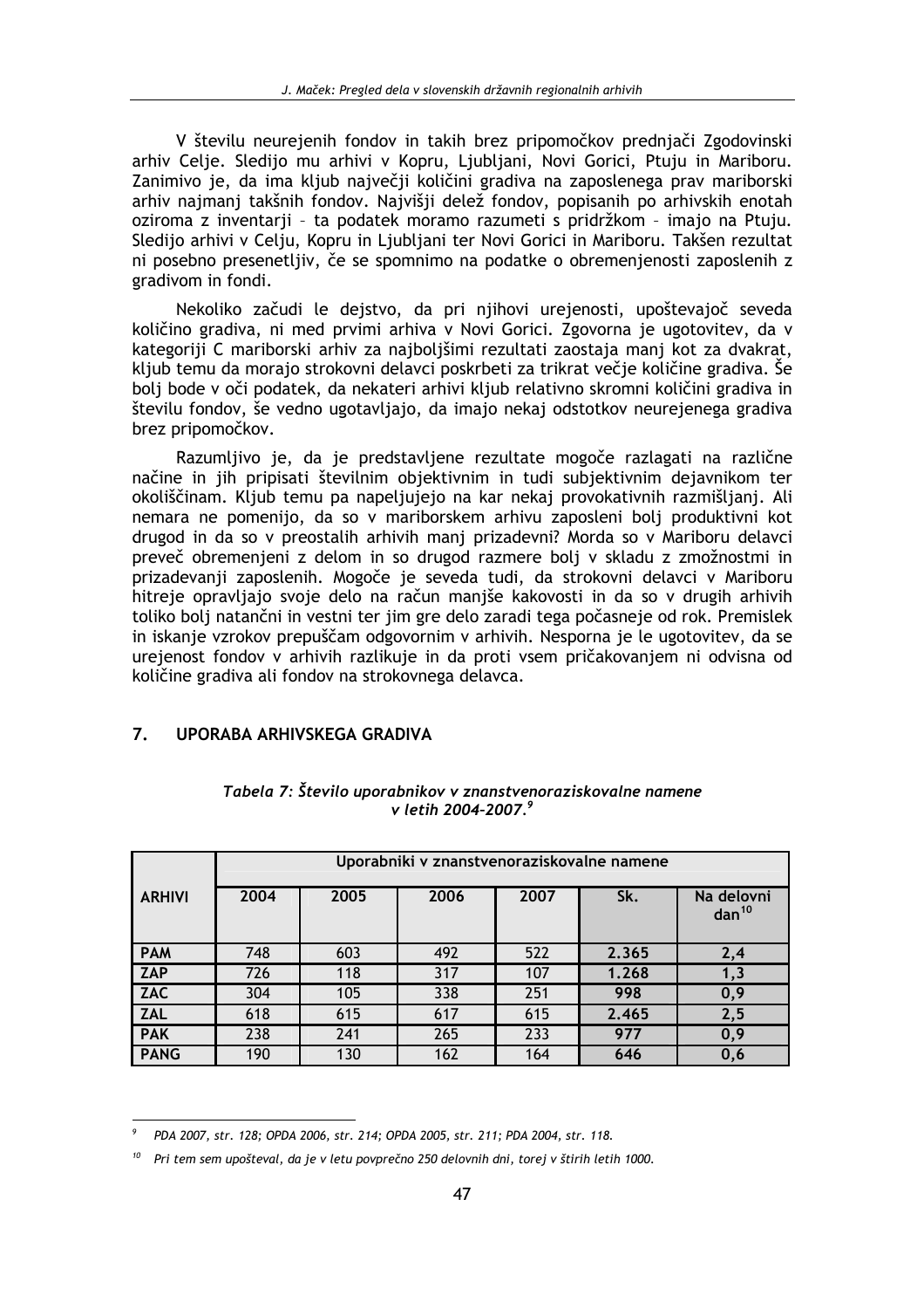V številu neurejenih fondov in takih brez pripomočkov prednjači Zgodovinski arhiv Celje. Sledijo mu arhivi v Kopru, Ljubljani, Novi Gorici, Ptuju in Mariboru. Zanimivo je, da ima kljub največji količini gradiva na zaposlenega prav mariborski arhiv najmanj takšnih fondov. Najvišji delež fondov, popisanih po arhivskih enotah oziroma z inventarji – ta podatek moramo razumeti s pridržkom – imajo na Ptuju. Sledijo arhivi v Celju, Kopru in Ljubljani ter Novi Gorici in Mariboru. Takšen rezultat ni posebno presenetljiv, če se spomnimo na podatke o obremenjenosti zaposlenih z gradivom in fondi.

Nekoliko začudi le dejstvo, da pri njihovi urejenosti, upoštevajoč seveda količino gradiva, ni med prvimi arhiva v Novi Gorici. Zgovorna je ugotovitev, da v kategoriji C mariborski arhiv za najboljšimi rezultati zaostaja manj kot za dvakrat, kljub temu da morajo strokovni delavci poskrbeti za trikrat večje količine gradiva. Še bolj bode v oči podatek, da nekateri arhivi kljub relativno skromni količini gradiva in številu fondov, še vedno ugotavljajo, da imajo nekaj odstotkov neurejenega gradiva brez pripomočkov.

Razumljivo je, da je predstavljene rezultate mogoče razlagati na različne načine in jih pripisati številnim objektivnim in tudi subjektivnim dejavnikom ter okoliščinam. Kljub temu pa napeljujejo na kar nekaj provokativnih razmišljanj. Ali nemara ne pomenijo, da so v mariborskem arhivu zaposleni bolj produktivni kot drugod in da so v preostalih arhivih manj prizadevni? Morda so v Mariboru delavci preveč obremenjeni z delom in so drugod razmere bolj v skladu z zmožnostmi in prizadevanji zaposlenih. Mogoče je seveda tudi, da strokovni delavci v Mariboru hitreje opravljajo svoje delo na račun manjše kakovosti in da so v drugih arhivih toliko bolj natančni in vestni ter jim gre delo zaradi tega počasneje od rok. Premislek in iskanje vzrokov prepuščam odgovornim v arhivih. Nesporna je le ugotovitev, da se urejenost fondov v arhivih razlikuje in da proti vsem pričakovanjem ni odvisna od količine gradiva ali fondov na strokovnega delavca.

## 7. UPORABA ARHIVSKEGA GRADIVA

*Tabela 7: Število uporabnikov v znanstvenoraziskovalne namene v letih 2004–2007.*[9]

| ARHIVI | Uporabniki v znanstvenoraziskovalne namene | | | | | |
|---|---|---|---|---|---|---|
| | 2004 | 2005 | 2006 | 2007 | Sk. | Na delovni dan[10] |
| PAM | 748 | 603 | 492 | 522 | 2.365 | 2,4 |
| ZAP | 726 | 118 | 317 | 107 | 1.268 | 1,3 |
| ZAC | 304 | 105 | 338 | 251 | 998 | 0,9 |
| ZAL | 618 | 615 | 617 | 615 | 2.465 | 2,5 |
| PAK | 238 | 241 | 265 | 233 | 977 | 0,9 |
| PANG | 190 | 130 | 162 | 164 | 646 | 0,6 |

[9] PDA 2007, str. 128; OPDA 2006, str. 214; OPDA 2005, str. 211; PDA 2004, str. 118.

[10] Pri tem sem upošteval, da je v letu povprečno 250 delovnih dni, torej v štirih letih 1000.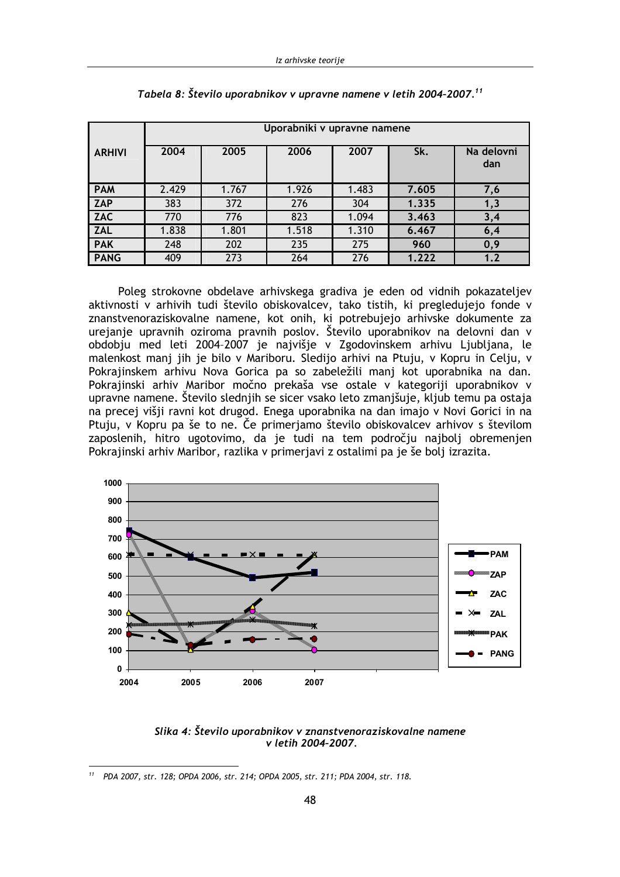*Tabela 8: Število uporabnikov v upravne namene v letih 2004–2007.*[11]

| ARHIVI | Uporabniki v upravne namene | | | | | |
|---|---|---|---|---|---|---|
| | 2004 | 2005 | 2006 | 2007 | Sk. | Na delovni dan |
| PAM | 2.429 | 1.767 | 1.926 | 1.483 | 7.605 | 7,6 |
| ZAP | 383 | 372 | 276 | 304 | 1.335 | 1,3 |
| ZAC | 770 | 776 | 823 | 1.094 | 3.463 | 3,4 |
| ZAL | 1.838 | 1.801 | 1.518 | 1.310 | 6.467 | 6,4 |
| PAK | 248 | 202 | 235 | 275 | 960 | 0,9 |
| PANG | 409 | 273 | 264 | 276 | 1.222 | 1.2 |

Poleg strokovne obdelave arhivskega gradiva je eden od vidnih pokazateljev aktivnosti v arhivih tudi število obiskovalcev, tako tistih, ki pregledujejo fonde v znanstvenoraziskovalne namene, kot onih, ki potrebujejo arhivske dokumente za urejanje upravnih oziroma pravnih poslov. Število uporabnikov na delovni dan v obdobju med leti 2004–2007 je najvišje v Zgodovinskem arhivu Ljubljana, le malenkost manj jih je bilo v Mariboru. Sledijo arhivi na Ptuju, v Kopru in Celju, v Pokrajinskem arhivu Nova Gorica pa so zabeležili manj kot uporabnika na dan. Pokrajinski arhiv Maribor močno prekaša vse ostale v kategoriji uporabnikov v upravne namene. Število slednjih se sicer vsako leto zmanjšuje, kljub temu pa ostaja na precej višji ravni kot drugod. Enega uporabnika na dan imajo v Novi Gorici in na Ptuju, v Kopru pa še to ne. Če primerjamo število obiskovalcev arhivov s številom zaposlenih, hitro ugotovimo, da je tudi na tem področju najbolj obremenjen Pokrajinski arhiv Maribor, razlika v primerjavi z ostalimi pa je še bolj izrazita.

*Slika 4: Število uporabnikov v znanstvenoraziskovalne namene v letih 2004–2007.*

[11] PDA 2007, str. 128; OPDA 2006, str. 214; OPDA 2005, str. 211; PDA 2004, str. 118.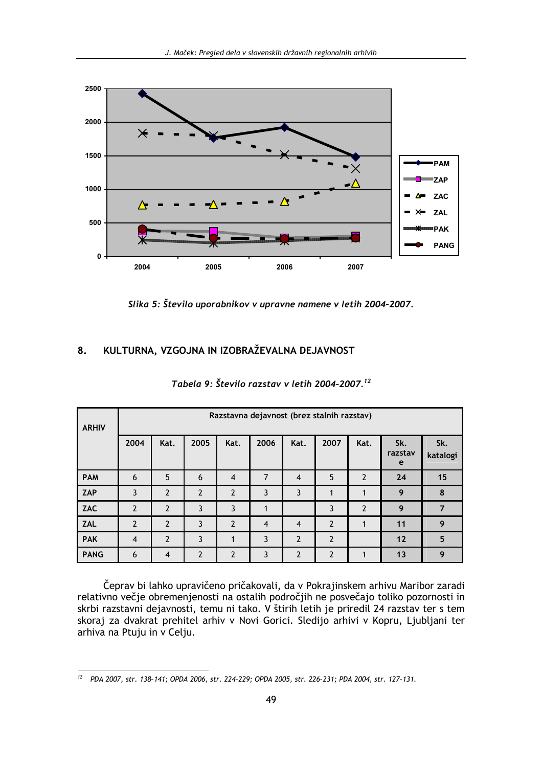*Slika 5: Število uporabnikov v upravne namene v letih 2004–2007.*

## 8. KULTURNA, VZGOJNA IN IZOBRAŽEVALNA DEJAVNOST

*Tabela 9: Število razstav v letih 2004–2007.*[12]

| ARHIV | Razstavna dejavnost (brez stalnih razstav) | | | | | | | | | |
|---|---|---|---|---|---|---|---|---|---|---|
| | 2004 | Kat. | 2005 | Kat. | 2006 | Kat. | 2007 | Kat. | Sk. razstave | Sk. katalogi |
| PAM | 6 | 5 | 6 | 4 | 7 | 4 | 5 | 2 | 24 | 15 |
| ZAP | 3 | 2 | 2 | 2 | 3 | 3 | 1 | 1 | 9 | 8 |
| ZAC | 2 | 2 | 3 | 3 | 1 | | 3 | 2 | 9 | 7 |
| ZAL | 2 | 2 | 3 | 2 | 4 | 4 | 2 | 1 | 11 | 9 |
| PAK | 4 | 2 | 3 | 1 | 3 | 2 | 2 | | 12 | 5 |
| PANG | 6 | 4 | 2 | 2 | 3 | 2 | 2 | 1 | 13 | 9 |

Čeprav bi lahko upravičeno pričakovali, da v Pokrajinskem arhivu Maribor zaradi relativno večje obremenjenosti na ostalih področjih ne posvečajo toliko pozornosti in skrbi razstavni dejavnosti, temu ni tako. V štirih letih je priredil 24 razstav ter s tem skoraj za dvakrat prehitel arhiv v Novi Gorici. Sledijo arhivi v Kopru, Ljubljani ter arhiva na Ptuju in v Celju.

[12] PDA 2007, str. 138-141; OPDA 2006, str. 224-229; OPDA 2005, str. 226-231; PDA 2004, str. 127-131.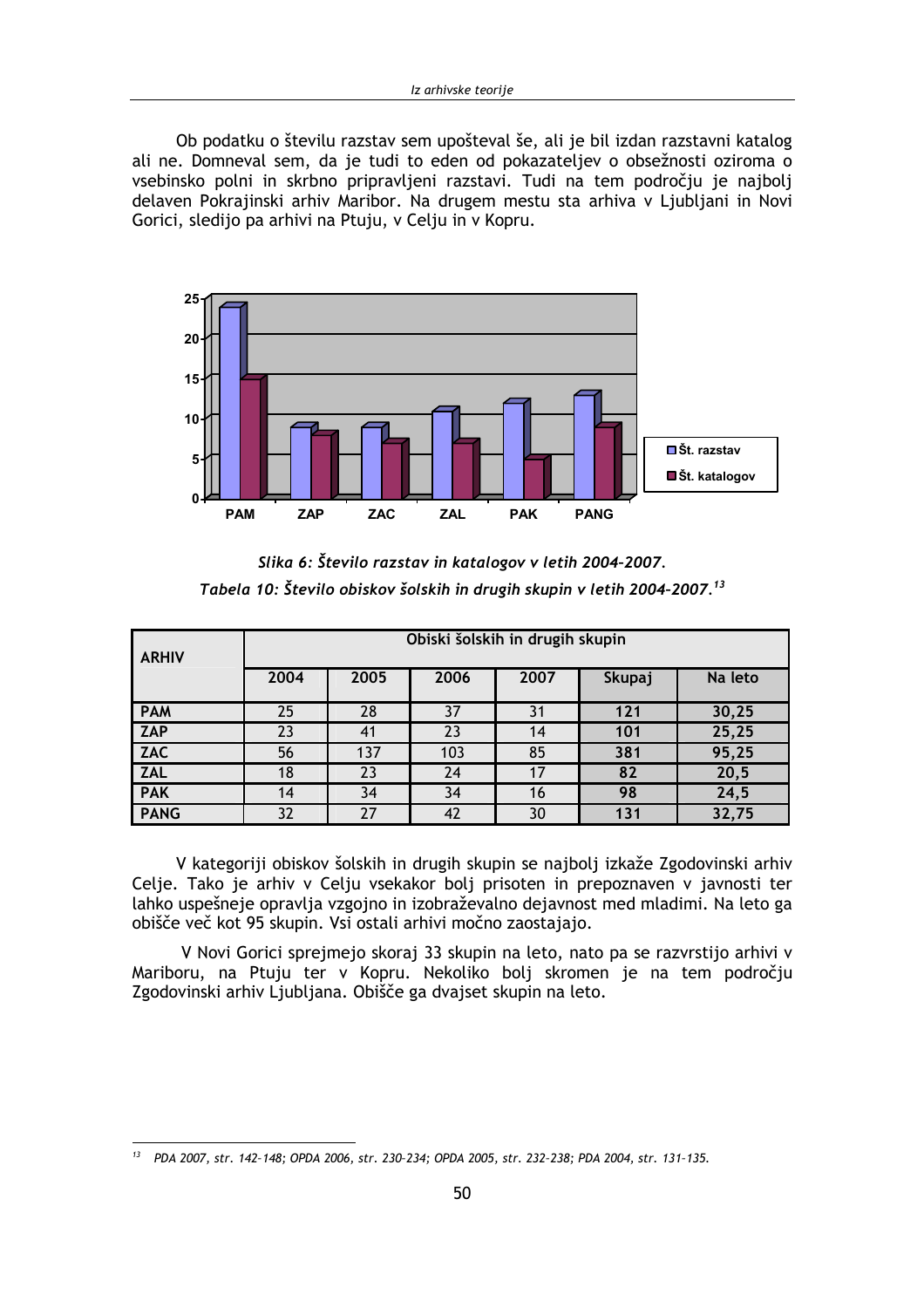Ob podatku o številu razstav sem upošteval še, ali je bil izdan razstavni katalog ali ne. Domneval sem, da je tudi to eden od pokazateljev o obsežnosti oziroma o vsebinsko polni in skrbno pripravljeni razstavi. Tudi na tem področju je najbolj delaven Pokrajinski arhiv Maribor. Na drugem mestu sta arhiva v Ljubljani in Novi Gorici, sledijo pa arhivi na Ptuju, v Celju in v Kopru.

*Slika 6: Število razstav in katalogov v letih 2004-2007.*

*Tabela 10: Število obiskov šolskih in drugih skupin v letih 2004-2007.*[13]

| ARHIV | Obiski šolskih in drugih skupin | | | | | |
|---|---|---|---|---|---|---|
| | 2004 | 2005 | 2006 | 2007 | Skupaj | Na leto |
| PAM | 25 | 28 | 37 | 31 | 121 | 30,25 |
| ZAP | 23 | 41 | 23 | 14 | 101 | 25,25 |
| ZAC | 56 | 137 | 103 | 85 | 381 | 95,25 |
| ZAL | 18 | 23 | 24 | 17 | 82 | 20,5 |
| PAK | 14 | 34 | 34 | 16 | 98 | 24,5 |
| PANG | 32 | 27 | 42 | 30 | 131 | 32,75 |

V kategoriji obiskov šolskih in drugih skupin se najbolj izkaže Zgodovinski arhiv Celje. Tako je arhiv v Celju vsekakor bolj prisoten in prepoznaven v javnosti ter lahko uspešneje opravlja vzgojno in izobraževalno dejavnost med mladimi. Na leto ga obišče več kot 95 skupin. Vsi ostali arhivi močno zaostajajo.

V Novi Gorici sprejmejo skoraj 33 skupin na leto, nato pa se razvrstijo arhivi v Mariboru, na Ptuju ter v Kopru. Nekoliko bolj skromen je na tem področju Zgodovinski arhiv Ljubljana. Obišče ga dvajset skupin na leto.

[13] PDA 2007, str. 142-148; OPDA 2006, str. 230-234; OPDA 2005, str. 232-238; PDA 2004, str. 131-135.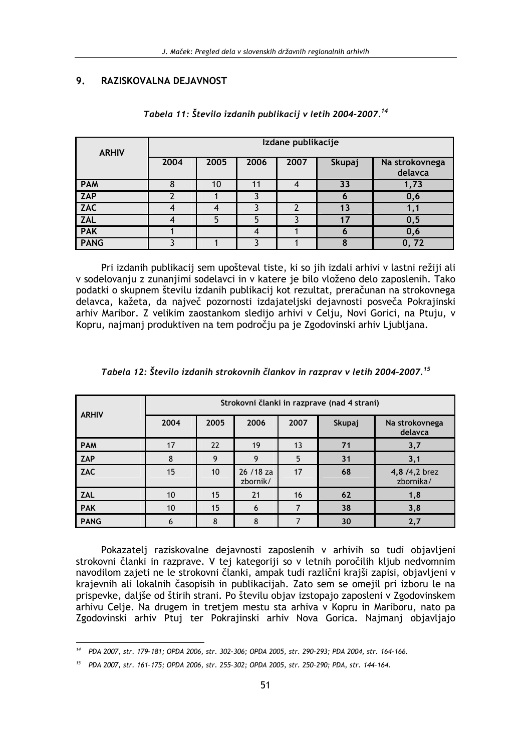## 9. RAZISKOVALNA DEJAVNOST

*Tabela 11: Število izdanih publikacij v letih 2004-2007.*[14]

| ARHIV | Izdane publikacije | | | | | |
|---|---|---|---|---|---|---|
| | 2004 | 2005 | 2006 | 2007 | Skupaj | Na strokovnega delavca |
| PAM | 8 | 10 | 11 | 4 | 33 | 1,73 |
| ZAP | 2 | 1 | 3 | | 6 | 0,6 |
| ZAC | 4 | 4 | 3 | 2 | 13 | 1,1 |
| ZAL | 4 | 5 | 5 | 3 | 17 | 0,5 |
| PAK | 1 | | 4 | 1 | 6 | 0,6 |
| PANG | 3 | 1 | 3 | 1 | 8 | 0, 72 |

Pri izdanih publikacij sem upošteval tiste, ki so jih izdali arhivi v lastni režiji ali v sodelovanju z zunanjimi sodelavci in v katere je bilo vloženo delo zaposlenih. Tako podatki o skupnem številu izdanih publikacij kot rezultat, preračunan na strokovnega delavca, kažeta, da največ pozornosti izdajateljski dejavnosti posveča Pokrajinski arhiv Maribor. Z velikim zaostankom sledijo arhivi v Celju, Novi Gorici, na Ptuju, v Kopru, najmanj produktiven na tem področju pa je Zgodovinski arhiv Ljubljana.

*Tabela 12: Število izdanih strokovnih člankov in razprav v letih 2004-2007.*[15]

| ARHIV | Strokovni članki in razprave (nad 4 strani) | | | | | |
|---|---|---|---|---|---|---|
| | 2004 | 2005 | 2006 | 2007 | Skupaj | Na strokovnega delavca |
| PAM | 17 | 22 | 19 | 13 | 71 | 3,7 |
| ZAP | 8 | 9 | 9 | 5 | 31 | 3,1 |
| ZAC | 15 | 10 | 26 /18 za zbornik/ | 17 | 68 | 4,8 /4,2 brez zbornika/ |
| ZAL | 10 | 15 | 21 | 16 | 62 | 1,8 |
| PAK | 10 | 15 | 6 | 7 | 38 | 3,8 |
| PANG | 6 | 8 | 8 | 7 | 30 | 2,7 |

Pokazatelj raziskovalne dejavnosti zaposlenih v arhivih so tudi objavljeni strokovni članki in razprave. V tej kategoriji so v letnih poročilih kljub nedvomnim navodilom zajeti ne le strokovni članki, ampak tudi različni krajši zapisi, objavljeni v krajevnih ali lokalnih časopisih in publikacijah. Zato sem se omejil pri izboru le na prispevke, daljše od štirih strani. Po številu objav izstopajo zaposleni v Zgodovinskem arhivu Celje. Na drugem in tretjem mestu sta arhiva v Kopru in Mariboru, nato pa Zgodovinski arhiv Ptuj ter Pokrajinski arhiv Nova Gorica. Najmanj objavljajo

---

[14] PDA 2007, str. 179-181; OPDA 2006, str. 302-306; OPDA 2005, str. 290-293; PDA 2004, str. 164-166.

[15] PDA 2007, str. 161-175; OPDA 2006, str. 255-302; OPDA 2005, str. 250-290; PDA, str. 144-164.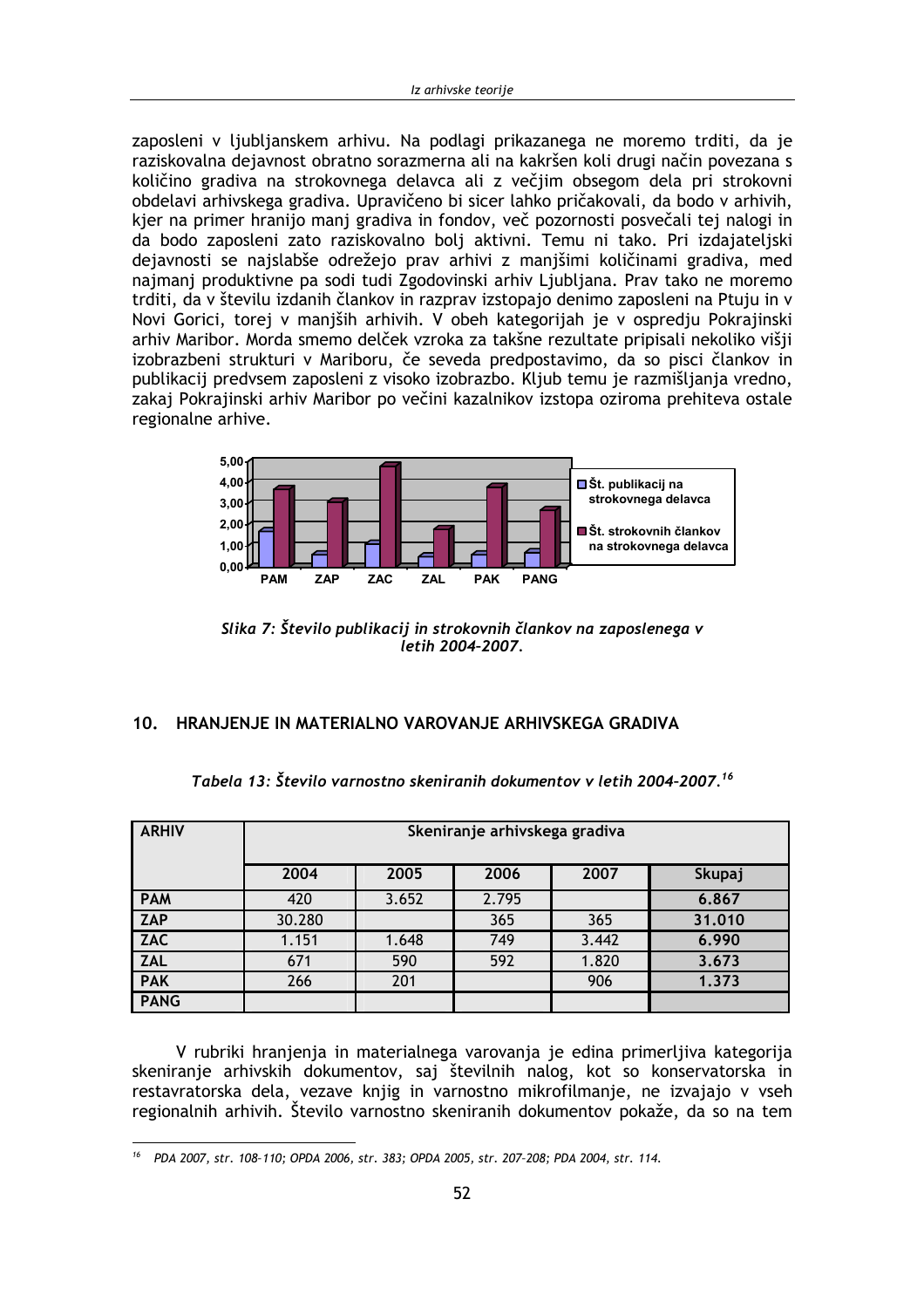zaposleni v ljubljanskem arhivu. Na podlagi prikazanega ne moremo trditi, da je raziskovalna dejavnost obratno sorazmerna ali na kakršen koli drugi način povezana s količino gradiva na strokovnega delavca ali z večjim obsegom dela pri strokovni obdelavi arhivskega gradiva. Upravičeno bi sicer lahko pričakovali, da bodo v arhivih, kjer na primer hranijo manj gradiva in fondov, več pozornosti posvečali tej nalogi in da bodo zaposleni zato raziskovalno bolj aktivni. Temu ni tako. Pri izdajateljski dejavnosti se najslabše odrežejo prav arhivi z manjšimi količinami gradiva, med najmanj produktivne pa sodi tudi Zgodovinski arhiv Ljubljana. Prav tako ne moremo trditi, da v številu izdanih člankov in razprav izstopajo denimo zaposleni na Ptuju in v Novi Gorici, torej v manjših arhivih. V obeh kategorijah je v ospredju Pokrajinski arhiv Maribor. Morda smemo delček vzroka za takšne rezultate pripisali nekoliko višji izobrazbeni strukturi v Mariboru, če seveda predpostavimo, da so pisci člankov in publikacij predvsem zaposleni z visoko izobrazbo. Kljub temu je razmišljanja vredno, zakaj Pokrajinski arhiv Maribor po večini kazalnikov izstopa oziroma prehiteva ostale regionalne arhive.

*Slika 7: Število publikacij in strokovnih člankov na zaposlenega v letih 2004-2007.*

## 10. HRANJENJE IN MATERIALNO VAROVANJE ARHIVSKEGA GRADIVA

*Tabela 13: Število varnostno skeniranih dokumentov v letih 2004-2007.*[16]

| ARHIV | Skeniranje arhivskega gradiva | | | | |
|---|---|---|---|---|---|
| | 2004 | 2005 | 2006 | 2007 | Skupaj |
| PAM | 420 | 3.652 | 2.795 | | **6.867** |
| ZAP | 30.280 | | 365 | 365 | **31.010** |
| ZAC | 1.151 | 1.648 | 749 | 3.442 | **6.990** |
| ZAL | 671 | 590 | 592 | 1.820 | **3.673** |
| PAK | 266 | 201 | | 906 | **1.373** |
| PANG | | | | | |

V rubriki hranjenja in materialnega varovanja je edina primerljiva kategorija skeniranje arhivskih dokumentov, saj številnih nalog, kot so konservatorska in restavratorska dela, vezave knjig in varnostno mikrofilmanje, ne izvajajo v vseh regionalnih arhivih. Število varnostno skeniranih dokumentov pokaže, da so na tem

[16] PDA 2007, str. 108-110; OPDA 2006, str. 383; OPDA 2005, str. 207-208; PDA 2004, str. 114.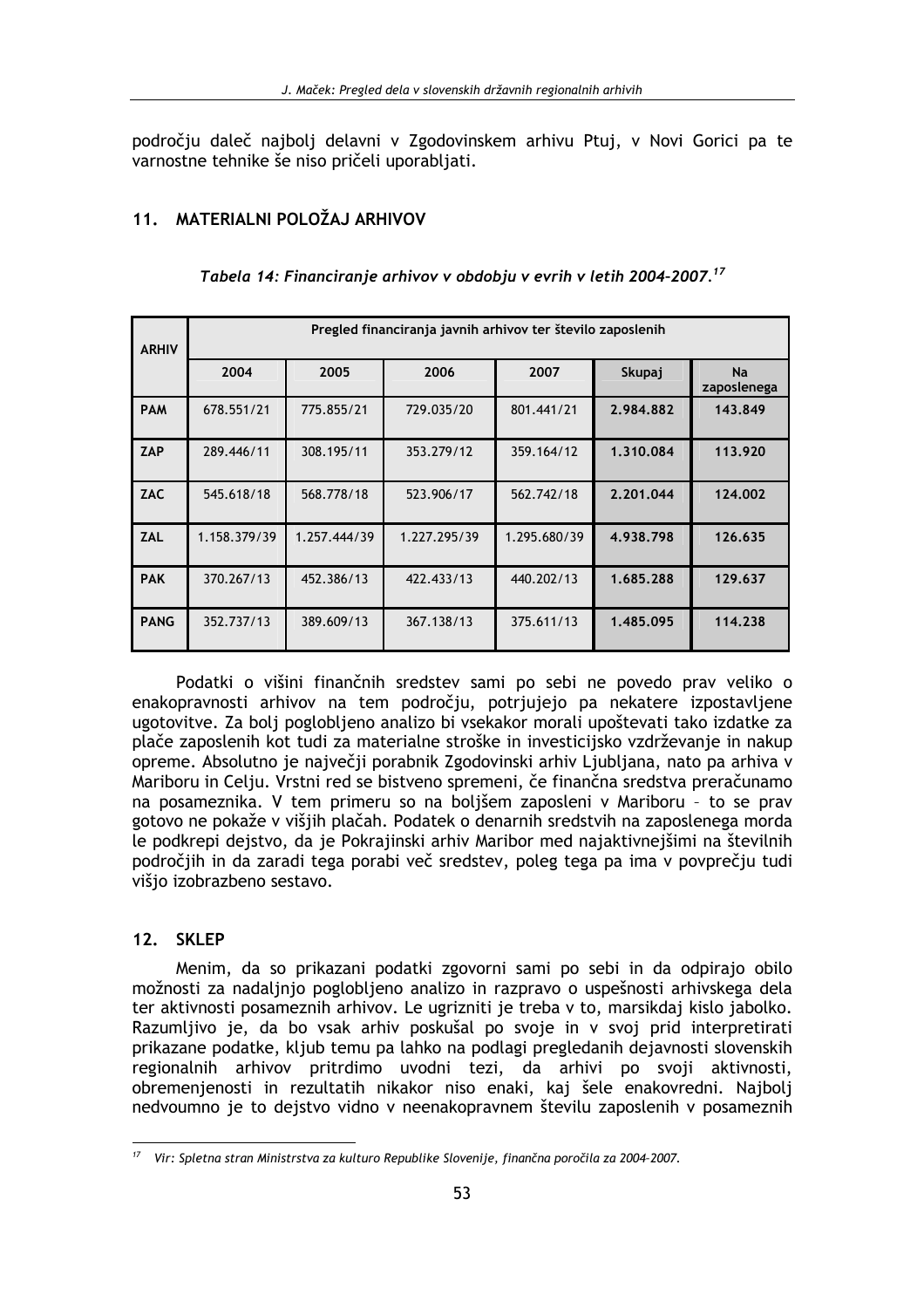področju daleč najbolj delavni v Zgodovinskem arhivu Ptuj, v Novi Gorici pa te varnostne tehnike še niso pričeli uporabljati.

## 11. MATERIALNI POLOŽAJ ARHIVOV

*Tabela 14: Financiranje arhivov v obdobju v evrih v letih 2004–2007.*[17]

| ARHIV | Pregled financiranja javnih arhivov ter število zaposlenih | | | | | |
|---|---|---|---|---|---|---|
| | 2004 | 2005 | 2006 | 2007 | Skupaj | Na zaposlenega |
| **PAM** | 678.551/21 | 775.855/21 | 729.035/20 | 801.441/21 | **2.984.882** | **143.849** |
| **ZAP** | 289.446/11 | 308.195/11 | 353.279/12 | 359.164/12 | **1.310.084** | **113.920** |
| **ZAC** | 545.618/18 | 568.778/18 | 523.906/17 | 562.742/18 | **2.201.044** | **124.002** |
| **ZAL** | 1.158.379/39 | 1.257.444/39 | 1.227.295/39 | 1.295.680/39 | **4.938.798** | **126.635** |
| **PAK** | 370.267/13 | 452.386/13 | 422.433/13 | 440.202/13 | **1.685.288** | **129.637** |
| **PANG** | 352.737/13 | 389.609/13 | 367.138/13 | 375.611/13 | **1.485.095** | **114.238** |

Podatki o višini finančnih sredstev sami po sebi ne povedo prav veliko o enakopravnosti arhivov na tem področju, potrjujejo pa nekatere izpostavljene ugotovitve. Za bolj poglobljeno analizo bi vsekakor morali upoštevati tako izdatke za plače zaposlenih kot tudi za materialne stroške in investicijsko vzdrževanje in nakup opreme. Absolutno je največji porabnik Zgodovinski arhiv Ljubljana, nato pa arhiva v Mariboru in Celju. Vrstni red se bistveno spremeni, če finančna sredstva preračunamo na posameznika. V tem primeru so na boljšem zaposleni v Mariboru – to se prav gotovo ne pokaže v višjih plačah. Podatek o denarnih sredstvih na zaposlenega morda le podkrepi dejstvo, da je Pokrajinski arhiv Maribor med najaktivnejšimi na številnih področjih in da zaradi tega porabi več sredstev, poleg tega pa ima v povprečju tudi višjo izobrazbeno sestavo.

## 12. SKLEP

Menim, da so prikazani podatki zgovorni sami po sebi in da odpirajo obilo možnosti za nadaljnjo poglobljeno analizo in razpravo o uspešnosti arhivskega dela ter aktivnosti posameznih arhivov. Le ugrizniti je treba v to, marsikdaj kislo jabolko. Razumljivo je, da bo vsak arhiv poskušal po svoje in v svoj prid interpretirati prikazane podatke, kljub temu pa lahko na podlagi pregledanih dejavnosti slovenskih regionalnih arhivov pritrdimo uvodni tezi, da arhivi po svoji aktivnosti, obremenjenosti in rezultatih nikakor niso enaki, kaj šele enakovredni. Najbolj nedvoumno je to dejstvo vidno v neenakopravnem številu zaposlenih v posameznih

[17] Vir: Spletna stran Ministrstva za kulturo Republike Slovenije, finančna poročila za 2004–2007.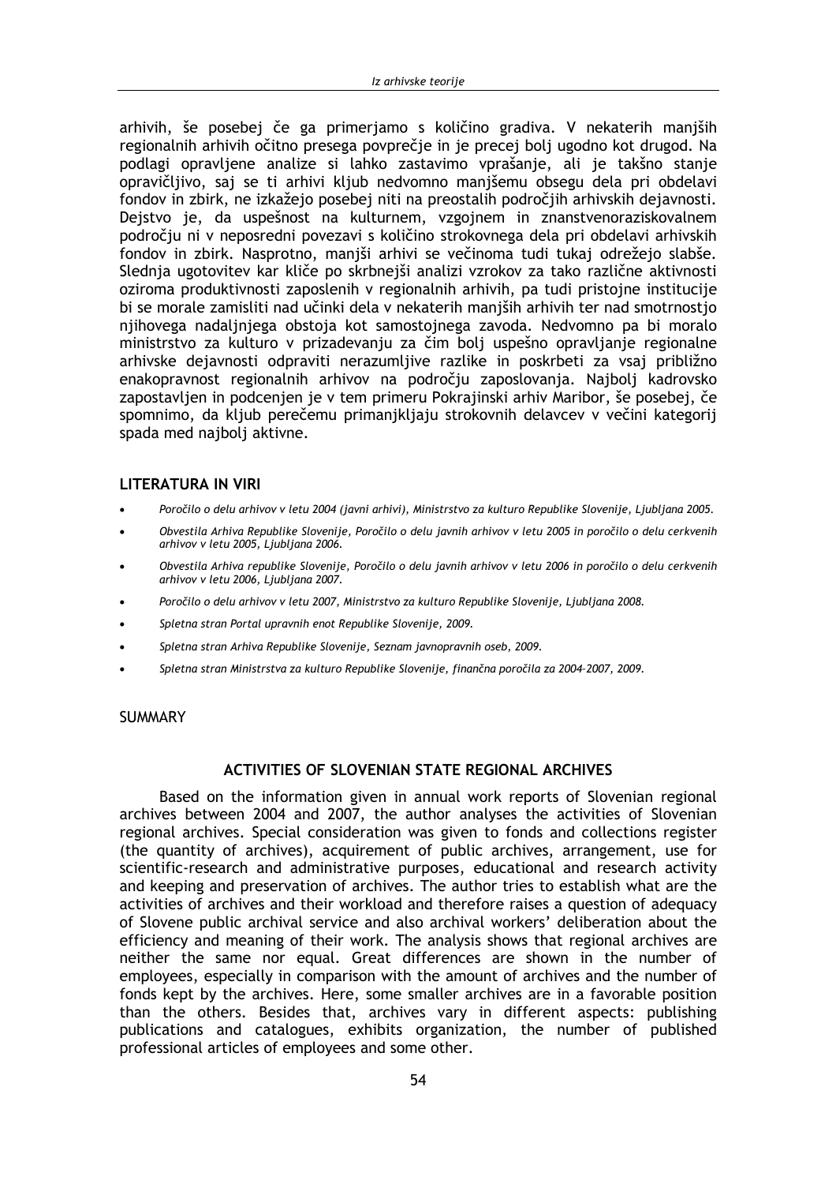arhivih, še posebej če ga primerjamo s količino gradiva. V nekaterih manjših regionalnih arhivih očitno presega povprečje in je precej bolj ugodno kot drugod. Na podlagi opravljene analize si lahko zastavimo vprašanje, ali je takšno stanje opravičljivo, saj se ti arhivi kljub nedvomno manjšemu obsegu dela pri obdelavi fondov in zbirk, ne izkažejo posebej niti na preostalih področjih arhivskih dejavnosti. Dejstvo je, da uspešnost na kulturnem, vzgojnem in znanstvenoraziskovalnem področju ni v neposredni povezavi s količino strokovnega dela pri obdelavi arhivskih fondov in zbirk. Nasprotno, manjši arhivi se večinoma tudi tukaj odrežejo slabše. Slednja ugotovitev kar kliče po skrbnejši analizi vzrokov za tako različne aktivnosti oziroma produktivnosti zaposlenih v regionalnih arhivih, pa tudi pristojne institucije bi se morale zamisliti nad učinki dela v nekaterih manjših arhivih ter nad smotrnostjo njihovega nadaljnjega obstoja kot samostojnega zavoda. Nedvomno pa bi moralo ministrstvo za kulturo v prizadevanju za čim bolj uspešno opravljanje regionalne arhivske dejavnosti odpraviti nerazumljive razlike in poskrbeti za vsaj približno enakopravnost regionalnih arhivov na področju zaposlovanja. Najbolj kadrovsko zapostavljen in podcenjen je v tem primeru Pokrajinski arhiv Maribor, še posebej, če spomnimo, da kljub perečemu primanjkljaju strokovnih delavcev v večini kategorij spada med najbolj aktivne.

## LITERATURA IN VIRI

- *Poročilo o delu arhivov v letu 2004 (javni arhivi), Ministrstvo za kulturo Republike Slovenije, Ljubljana 2005.*
- *Obvestila Arhiva Republike Slovenije, Poročilo o delu javnih arhivov v letu 2005 in poročilo o delu cerkvenih arhivov v letu 2005, Ljubljana 2006.*
- *Obvestila Arhiva republike Slovenije, Poročilo o delu javnih arhivov v letu 2006 in poročilo o delu cerkvenih arhivov v letu 2006, Ljubljana 2007.*
- *Poročilo o delu arhivov v letu 2007, Ministrstvo za kulturo Republike Slovenije, Ljubljana 2008.*
- *Spletna stran Portal upravnih enot Republike Slovenije, 2009.*
- *Spletna stran Arhiva Republike Slovenije, Seznam javnopravnih oseb, 2009.*
- *Spletna stran Ministrstva za kulturo Republike Slovenije, finančna poročila za 2004-2007, 2009.*

## SUMMARY

### ACTIVITIES OF SLOVENIAN STATE REGIONAL ARCHIVES

Based on the information given in annual work reports of Slovenian regional archives between 2004 and 2007, the author analyses the activities of Slovenian regional archives. Special consideration was given to fonds and collections register (the quantity of archives), acquirement of public archives, arrangement, use for scientific-research and administrative purposes, educational and research activity and keeping and preservation of archives. The author tries to establish what are the activities of archives and their workload and therefore raises a question of adequacy of Slovene public archival service and also archival workers' deliberation about the efficiency and meaning of their work. The analysis shows that regional archives are neither the same nor equal. Great differences are shown in the number of employees, especially in comparison with the amount of archives and the number of fonds kept by the archives. Here, some smaller archives are in a favorable position than the others. Besides that, archives vary in different aspects: publishing publications and catalogues, exhibits organization, the number of published professional articles of employees and some other.